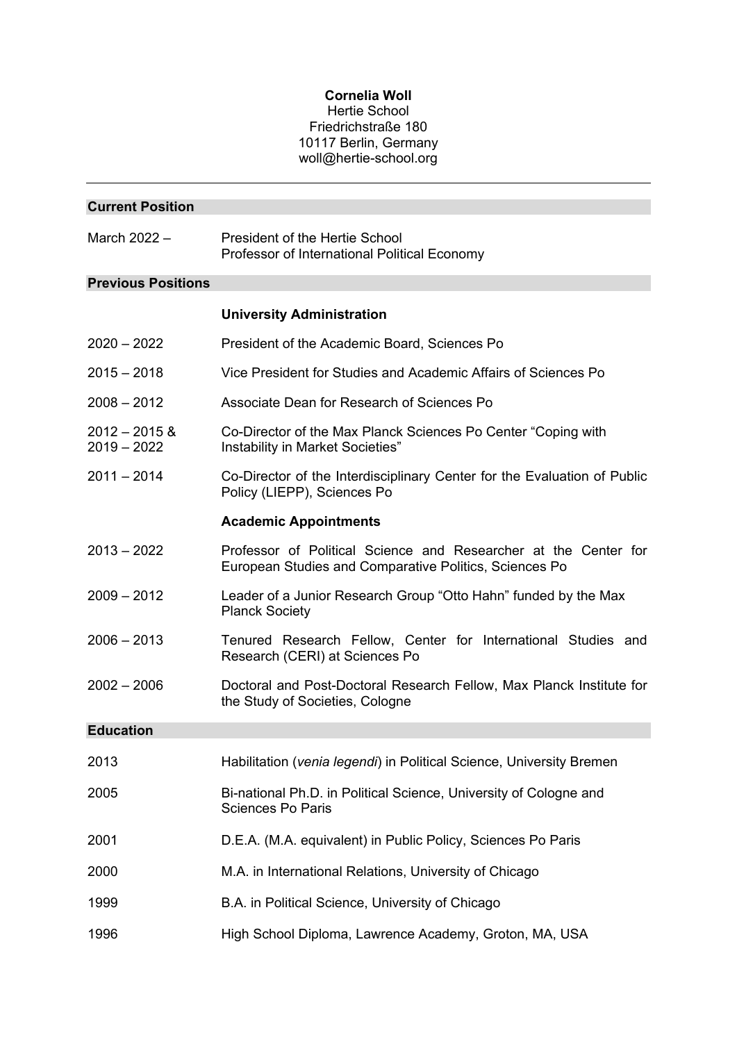**Cornelia Woll**
Hertie School
Friedrichstraße 180
10117 Berlin, Germany
woll@hertie-school.org

---

## Current Position

| | |
|---|---|
| March 2022 – | President of the Hertie School<br>Professor of International Political Economy |

## Previous Positions

### University Administration

| | |
|---|---|
| 2020 – 2022 | President of the Academic Board, Sciences Po |
| 2015 – 2018 | Vice President for Studies and Academic Affairs of Sciences Po |
| 2008 – 2012 | Associate Dean for Research of Sciences Po |
| 2012 – 2015 & 2019 – 2022 | Co-Director of the Max Planck Sciences Po Center "Coping with Instability in Market Societies" |
| 2011 – 2014 | Co-Director of the Interdisciplinary Center for the Evaluation of Public Policy (LIEPP), Sciences Po |

### Academic Appointments

| | |
|---|---|
| 2013 – 2022 | Professor of Political Science and Researcher at the Center for European Studies and Comparative Politics, Sciences Po |
| 2009 – 2012 | Leader of a Junior Research Group "Otto Hahn" funded by the Max Planck Society |
| 2006 – 2013 | Tenured Research Fellow, Center for International Studies and Research (CERI) at Sciences Po |
| 2002 – 2006 | Doctoral and Post-Doctoral Research Fellow, Max Planck Institute for the Study of Societies, Cologne |

## Education

| | |
|---|---|
| 2013 | Habilitation (*venia legendi*) in Political Science, University Bremen |
| 2005 | Bi-national Ph.D. in Political Science, University of Cologne and Sciences Po Paris |
| 2001 | D.E.A. (M.A. equivalent) in Public Policy, Sciences Po Paris |
| 2000 | M.A. in International Relations, University of Chicago |
| 1999 | B.A. in Political Science, University of Chicago |
| 1996 | High School Diploma, Lawrence Academy, Groton, MA, USA |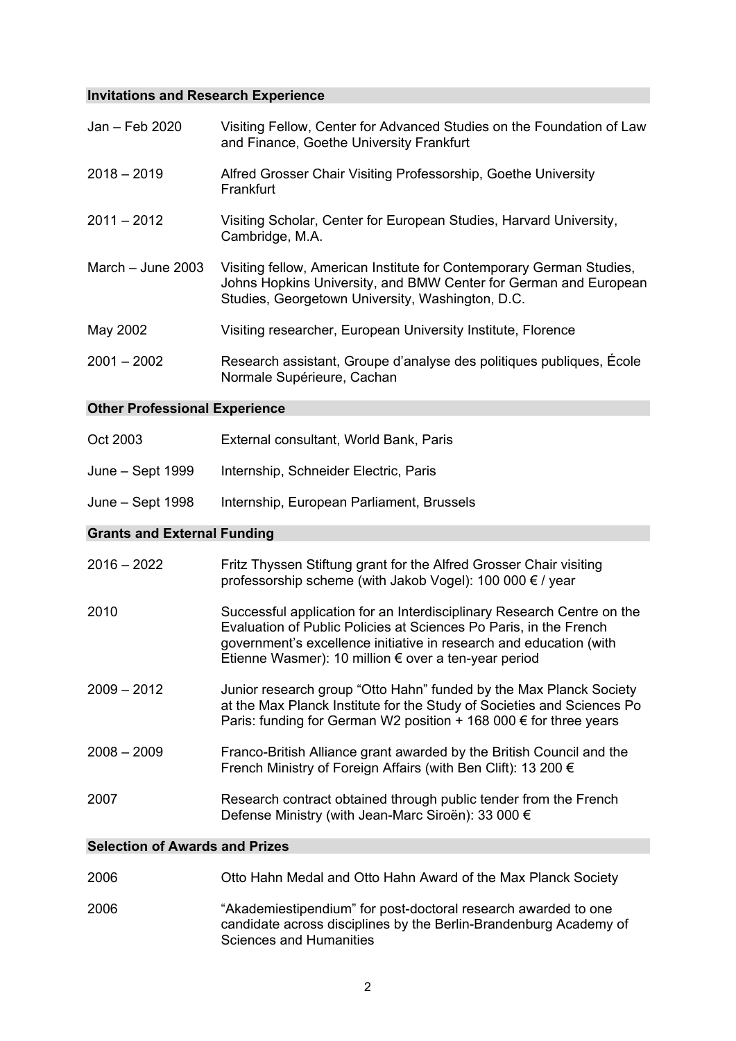## Invitations and Research Experience

| | |
|---|---|
| Jan – Feb 2020 | Visiting Fellow, Center for Advanced Studies on the Foundation of Law and Finance, Goethe University Frankfurt |
| 2018 – 2019 | Alfred Grosser Chair Visiting Professorship, Goethe University Frankfurt |
| 2011 – 2012 | Visiting Scholar, Center for European Studies, Harvard University, Cambridge, M.A. |
| March – June 2003 | Visiting fellow, American Institute for Contemporary German Studies, Johns Hopkins University, and BMW Center for German and European Studies, Georgetown University, Washington, D.C. |
| May 2002 | Visiting researcher, European University Institute, Florence |
| 2001 – 2002 | Research assistant, Groupe d'analyse des politiques publiques, École Normale Supérieure, Cachan |

## Other Professional Experience

| | |
|---|---|
| Oct 2003 | External consultant, World Bank, Paris |
| June – Sept 1999 | Internship, Schneider Electric, Paris |
| June – Sept 1998 | Internship, European Parliament, Brussels |

## Grants and External Funding

| | |
|---|---|
| 2016 – 2022 | Fritz Thyssen Stiftung grant for the Alfred Grosser Chair visiting professorship scheme (with Jakob Vogel): 100 000 € / year |
| 2010 | Successful application for an Interdisciplinary Research Centre on the Evaluation of Public Policies at Sciences Po Paris, in the French government's excellence initiative in research and education (with Etienne Wasmer): 10 million € over a ten-year period |
| 2009 – 2012 | Junior research group "Otto Hahn" funded by the Max Planck Society at the Max Planck Institute for the Study of Societies and Sciences Po Paris: funding for German W2 position + 168 000 € for three years |
| 2008 – 2009 | Franco-British Alliance grant awarded by the British Council and the French Ministry of Foreign Affairs (with Ben Clift): 13 200 € |
| 2007 | Research contract obtained through public tender from the French Defense Ministry (with Jean-Marc Siroën): 33 000 € |

## Selection of Awards and Prizes

| | |
|---|---|
| 2006 | Otto Hahn Medal and Otto Hahn Award of the Max Planck Society |
| 2006 | "Akademiestipendium" for post-doctoral research awarded to one candidate across disciplines by the Berlin-Brandenburg Academy of Sciences and Humanities |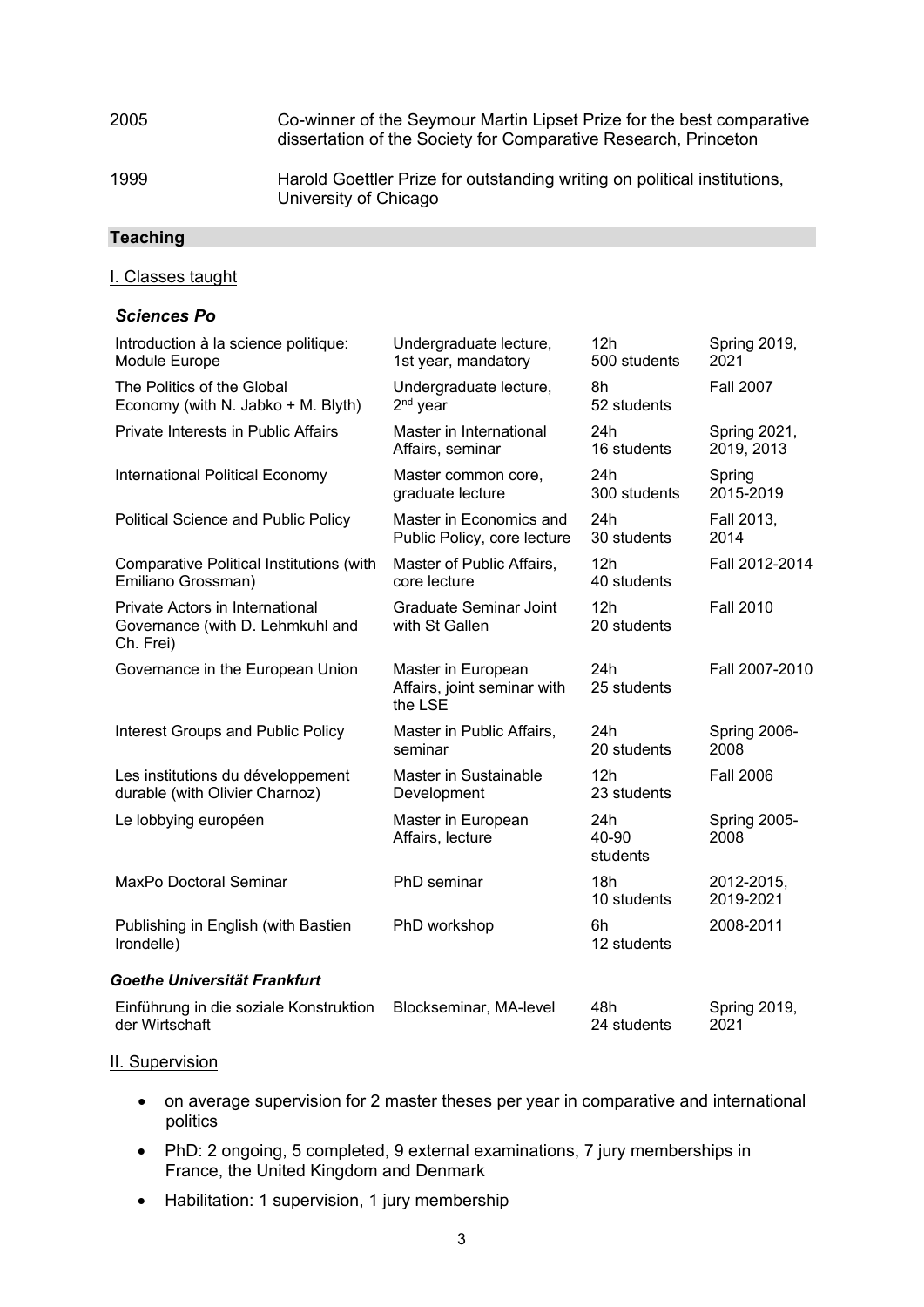| | |
|---|---|
| 2005 | Co-winner of the Seymour Martin Lipset Prize for the best comparative dissertation of the Society for Comparative Research, Princeton |
| 1999 | Harold Goettler Prize for outstanding writing on political institutions, University of Chicago |

## Teaching

### I. Classes taught

***Sciences Po***

| | | | |
|---|---|---|---|
| Introduction à la science politique: Module Europe | Undergraduate lecture, 1st year, mandatory | 12h 500 students | Spring 2019, 2021 |
| The Politics of the Global Economy (with N. Jabko + M. Blyth) | Undergraduate lecture, 2nd year | 8h 52 students | Fall 2007 |
| Private Interests in Public Affairs | Master in International Affairs, seminar | 24h 16 students | Spring 2021, 2019, 2013 |
| International Political Economy | Master common core, graduate lecture | 24h 300 students | Spring 2015-2019 |
| Political Science and Public Policy | Master in Economics and Public Policy, core lecture | 24h 30 students | Fall 2013, 2014 |
| Comparative Political Institutions (with Emiliano Grossman) | Master of Public Affairs, core lecture | 12h 40 students | Fall 2012-2014 |
| Private Actors in International Governance (with D. Lehmkuhl and Ch. Frei) | Graduate Seminar Joint with St Gallen | 12h 20 students | Fall 2010 |
| Governance in the European Union | Master in European Affairs, joint seminar with the LSE | 24h 25 students | Fall 2007-2010 |
| Interest Groups and Public Policy | Master in Public Affairs, seminar | 24h 20 students | Spring 2006-2008 |
| Les institutions du développement durable (with Olivier Charnoz) | Master in Sustainable Development | 12h 23 students | Fall 2006 |
| Le lobbying européen | Master in European Affairs, lecture | 24h 40-90 students | Spring 2005-2008 |
| MaxPo Doctoral Seminar | PhD seminar | 18h 10 students | 2012-2015, 2019-2021 |
| Publishing in English (with Bastien Irondelle) | PhD workshop | 6h 12 students | 2008-2011 |

***Goethe Universität Frankfurt***

| | | | |
|---|---|---|---|
| Einführung in die soziale Konstruktion der Wirtschaft | Blockseminar, MA-level | 48h 24 students | Spring 2019, 2021 |

### II. Supervision

- on average supervision for 2 master theses per year in comparative and international politics
- PhD: 2 ongoing, 5 completed, 9 external examinations, 7 jury memberships in France, the United Kingdom and Denmark
- Habilitation: 1 supervision, 1 jury membership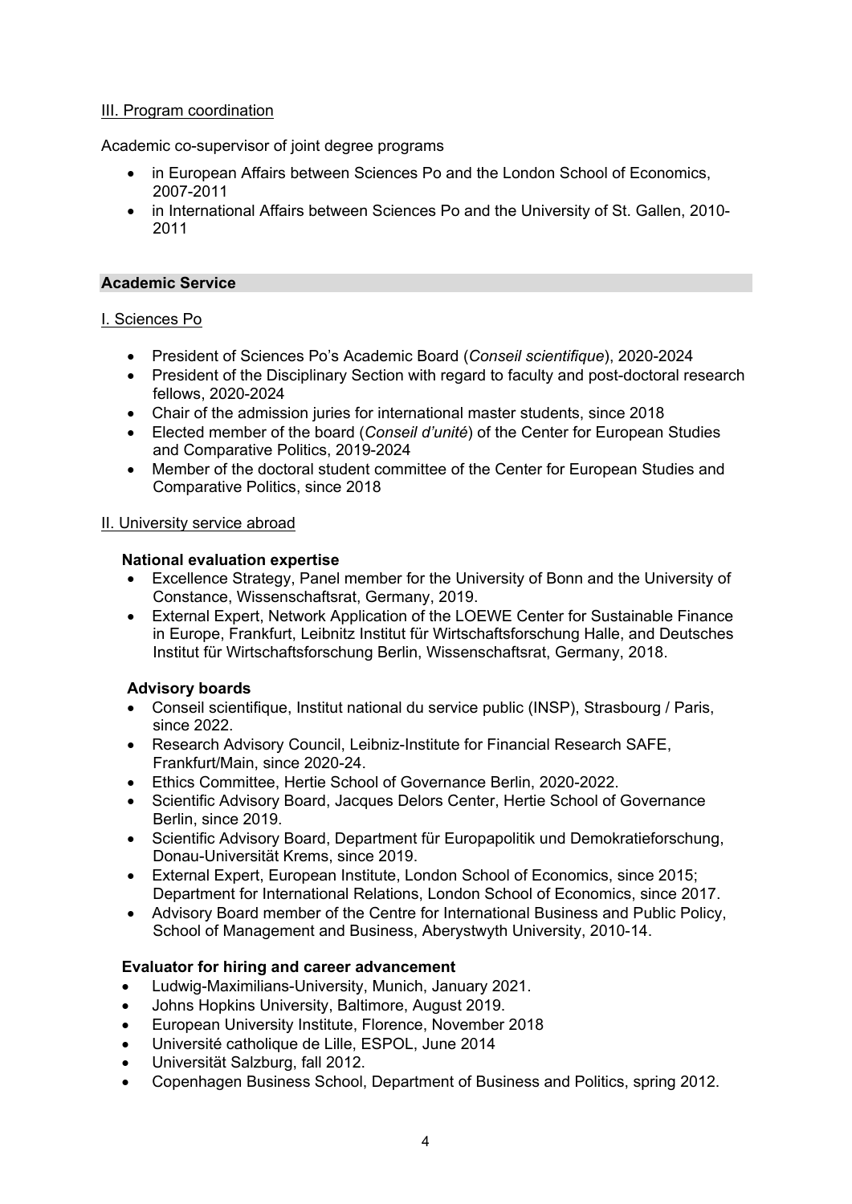III. Program coordination

Academic co-supervisor of joint degree programs

- in European Affairs between Sciences Po and the London School of Economics, 2007-2011
- in International Affairs between Sciences Po and the University of St. Gallen, 2010-2011

## Academic Service

I. Sciences Po

- President of Sciences Po's Academic Board (*Conseil scientifique*), 2020-2024
- President of the Disciplinary Section with regard to faculty and post-doctoral research fellows, 2020-2024
- Chair of the admission juries for international master students, since 2018
- Elected member of the board (*Conseil d'unité*) of the Center for European Studies and Comparative Politics, 2019-2024
- Member of the doctoral student committee of the Center for European Studies and Comparative Politics, since 2018

II. University service abroad

**National evaluation expertise**

- Excellence Strategy, Panel member for the University of Bonn and the University of Constance, Wissenschaftsrat, Germany, 2019.
- External Expert, Network Application of the LOEWE Center for Sustainable Finance in Europe, Frankfurt, Leibnitz Institut für Wirtschaftsforschung Halle, and Deutsches Institut für Wirtschaftsforschung Berlin, Wissenschaftsrat, Germany, 2018.

**Advisory boards**

- Conseil scientifique, Institut national du service public (INSP), Strasbourg / Paris, since 2022.
- Research Advisory Council, Leibniz-Institute for Financial Research SAFE, Frankfurt/Main, since 2020-24.
- Ethics Committee, Hertie School of Governance Berlin, 2020-2022.
- Scientific Advisory Board, Jacques Delors Center, Hertie School of Governance Berlin, since 2019.
- Scientific Advisory Board, Department für Europapolitik und Demokratieforschung, Donau-Universität Krems, since 2019.
- External Expert, European Institute, London School of Economics, since 2015; Department for International Relations, London School of Economics, since 2017.
- Advisory Board member of the Centre for International Business and Public Policy, School of Management and Business, Aberystwyth University, 2010-14.

**Evaluator for hiring and career advancement**

- Ludwig-Maximilians-University, Munich, January 2021.
- Johns Hopkins University, Baltimore, August 2019.
- European University Institute, Florence, November 2018
- Université catholique de Lille, ESPOL, June 2014
- Universität Salzburg, fall 2012.
- Copenhagen Business School, Department of Business and Politics, spring 2012.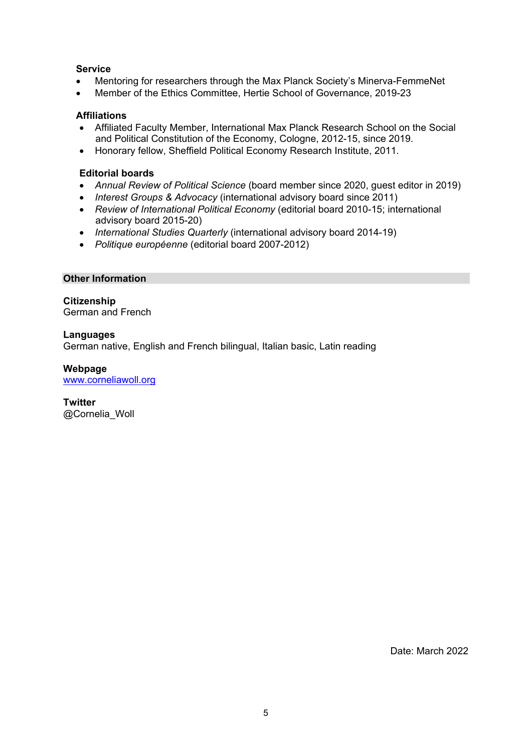### Service

- Mentoring for researchers through the Max Planck Society's Minerva-FemmeNet
- Member of the Ethics Committee, Hertie School of Governance, 2019-23

### Affiliations

- Affiliated Faculty Member, International Max Planck Research School on the Social and Political Constitution of the Economy, Cologne, 2012-15, since 2019.
- Honorary fellow, Sheffield Political Economy Research Institute, 2011.

### Editorial boards

- *Annual Review of Political Science* (board member since 2020, guest editor in 2019)
- *Interest Groups & Advocacy* (international advisory board since 2011)
- *Review of International Political Economy* (editorial board 2010-15; international advisory board 2015-20)
- *International Studies Quarterly* (international advisory board 2014-19)
- *Politique européenne* (editorial board 2007-2012)

## Other Information

**Citizenship**
German and French

**Languages**
German native, English and French bilingual, Italian basic, Latin reading

**Webpage**
www.corneliawoll.org

**Twitter**
@Cornelia_Woll

Date: March 2022